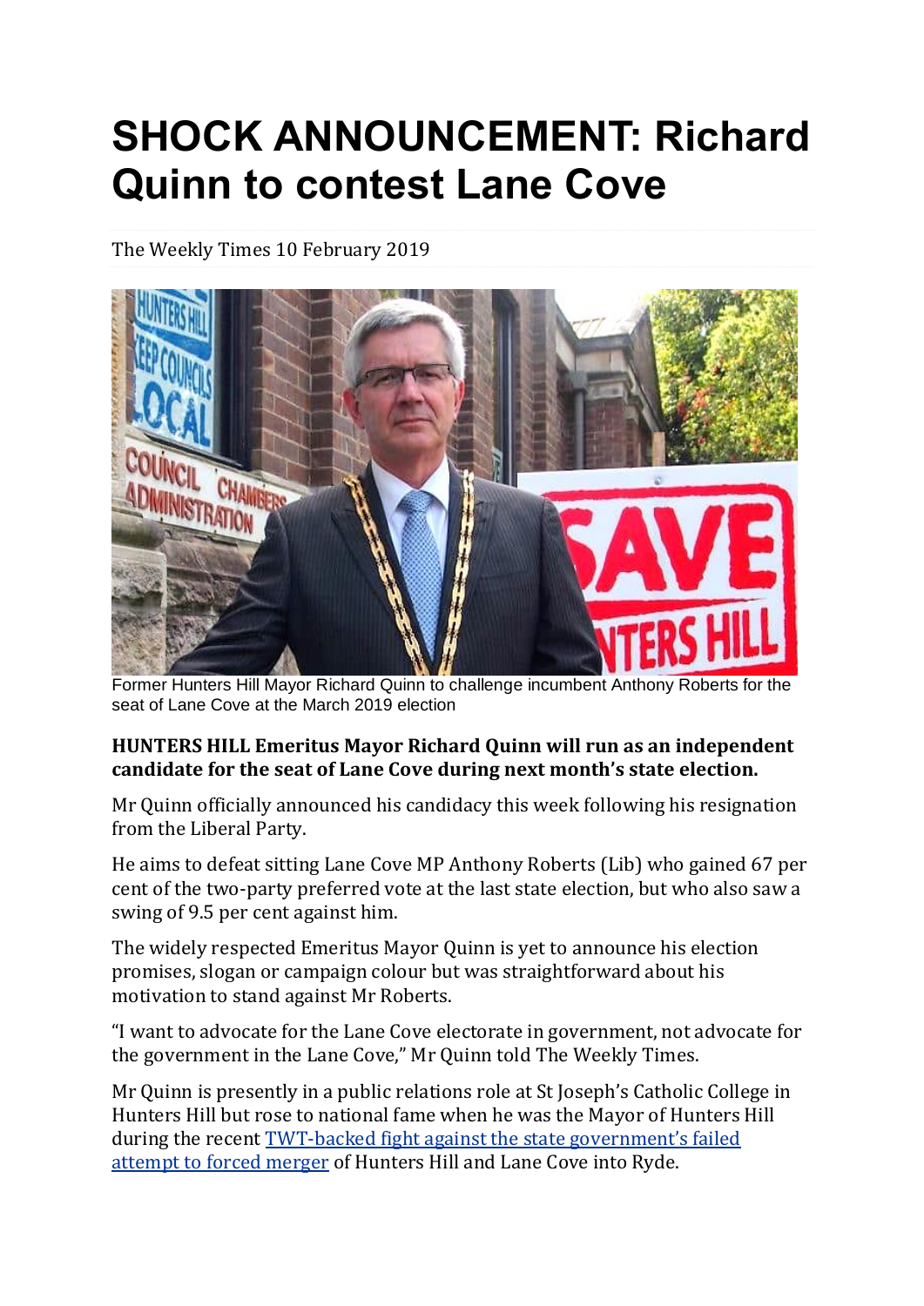# SHOCK ANNOUNCEMENT: Richard Quinn to contest Lane Cove

The Weekly Times 10 February 2019

Former Hunters Hill Mayor Richard Quinn to challenge incumbent Anthony Roberts for the seat of Lane Cove at the March 2019 election

**HUNTERS HILL Emeritus Mayor Richard Quinn will run as an independent candidate for the seat of Lane Cove during next month's state election.**

Mr Quinn officially announced his candidacy this week following his resignation from the Liberal Party.

He aims to defeat sitting Lane Cove MP Anthony Roberts (Lib) who gained 67 per cent of the two-party preferred vote at the last state election, but who also saw a swing of 9.5 per cent against him.

The widely respected Emeritus Mayor Quinn is yet to announce his election promises, slogan or campaign colour but was straightforward about his motivation to stand against Mr Roberts.

"I want to advocate for the Lane Cove electorate in government, not advocate for the government in the Lane Cove," Mr Quinn told The Weekly Times.

Mr Quinn is presently in a public relations role at St Joseph's Catholic College in Hunters Hill but rose to national fame when he was the Mayor of Hunters Hill during the recent TWT-backed fight against the state government's failed attempt to forced merger of Hunters Hill and Lane Cove into Ryde.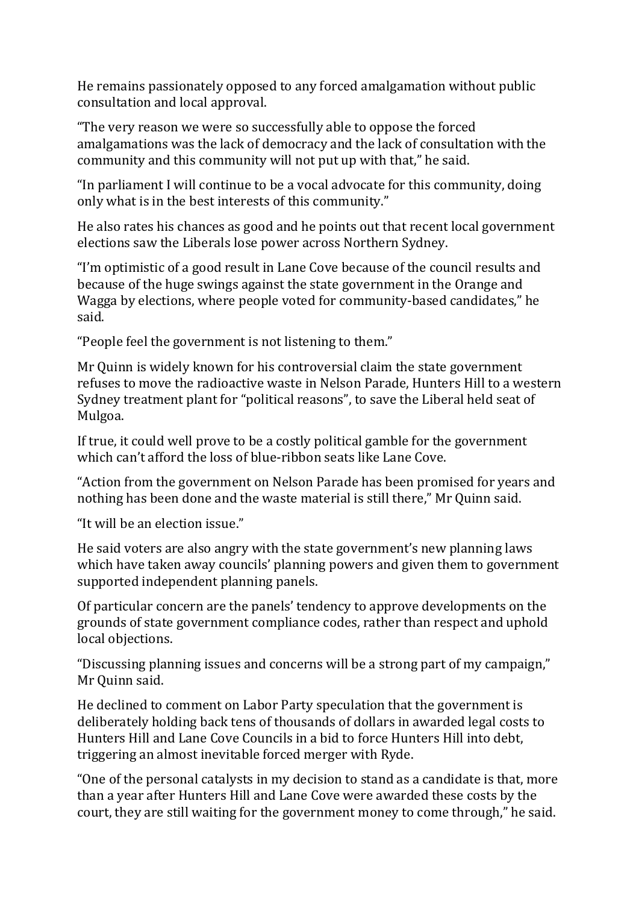He remains passionately opposed to any forced amalgamation without public consultation and local approval.

"The very reason we were so successfully able to oppose the forced amalgamations was the lack of democracy and the lack of consultation with the community and this community will not put up with that," he said.

"In parliament I will continue to be a vocal advocate for this community, doing only what is in the best interests of this community."

He also rates his chances as good and he points out that recent local government elections saw the Liberals lose power across Northern Sydney.

"I'm optimistic of a good result in Lane Cove because of the council results and because of the huge swings against the state government in the Orange and Wagga by elections, where people voted for community-based candidates," he said.

"People feel the government is not listening to them."

Mr Quinn is widely known for his controversial claim the state government refuses to move the radioactive waste in Nelson Parade, Hunters Hill to a western Sydney treatment plant for "political reasons", to save the Liberal held seat of Mulgoa.

If true, it could well prove to be a costly political gamble for the government which can't afford the loss of blue-ribbon seats like Lane Cove.

"Action from the government on Nelson Parade has been promised for years and nothing has been done and the waste material is still there," Mr Quinn said.

"It will be an election issue."

He said voters are also angry with the state government's new planning laws which have taken away councils' planning powers and given them to government supported independent planning panels.

Of particular concern are the panels' tendency to approve developments on the grounds of state government compliance codes, rather than respect and uphold local objections.

"Discussing planning issues and concerns will be a strong part of my campaign," Mr Quinn said.

He declined to comment on Labor Party speculation that the government is deliberately holding back tens of thousands of dollars in awarded legal costs to Hunters Hill and Lane Cove Councils in a bid to force Hunters Hill into debt, triggering an almost inevitable forced merger with Ryde.

"One of the personal catalysts in my decision to stand as a candidate is that, more than a year after Hunters Hill and Lane Cove were awarded these costs by the court, they are still waiting for the government money to come through," he said.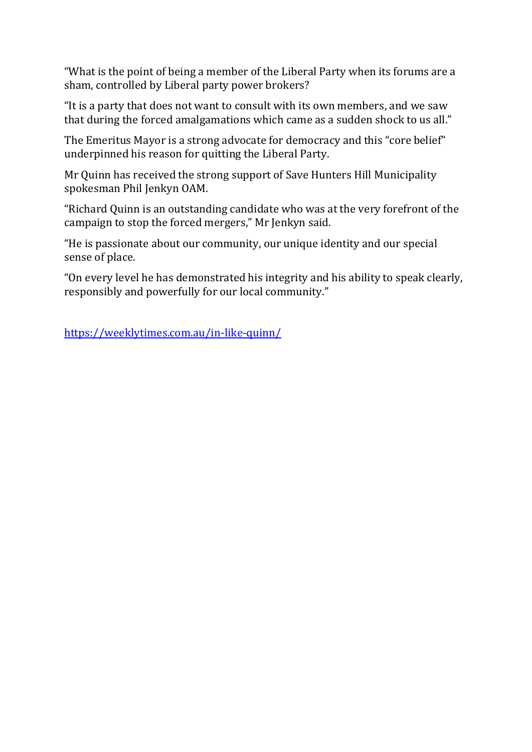"What is the point of being a member of the Liberal Party when its forums are a sham, controlled by Liberal party power brokers?

"It is a party that does not want to consult with its own members, and we saw that during the forced amalgamations which came as a sudden shock to us all."

The Emeritus Mayor is a strong advocate for democracy and this "core belief" underpinned his reason for quitting the Liberal Party.

Mr Quinn has received the strong support of Save Hunters Hill Municipality spokesman Phil Jenkyn OAM.

"Richard Quinn is an outstanding candidate who was at the very forefront of the campaign to stop the forced mergers," Mr Jenkyn said.

"He is passionate about our community, our unique identity and our special sense of place.

"On every level he has demonstrated his integrity and his ability to speak clearly, responsibly and powerfully for our local community."

https://weeklytimes.com.au/in-like-quinn/